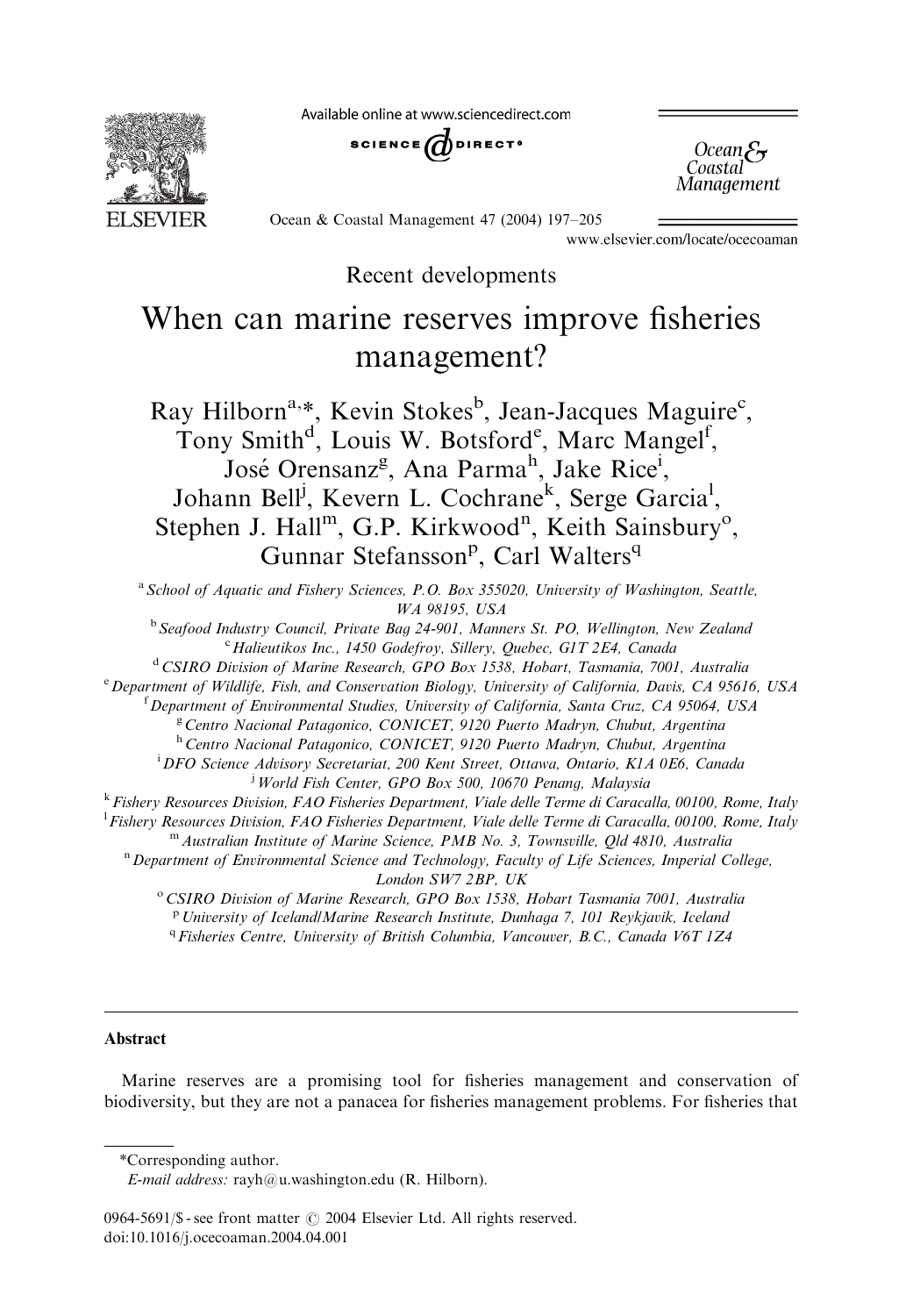Recent developments

# When can marine reserves improve fisheries management?

Ray Hilborn[a,*], Kevin Stokes[b], Jean-Jacques Maguire[c], Tony Smith[d], Louis W. Botsford[e], Marc Mangel[f], José Orensanz[g], Ana Parma[h], Jake Rice[i], Johann Bell[j], Kevern L. Cochrane[k], Serge Garcia[l], Stephen J. Hall[m], G.P. Kirkwood[n], Keith Sainsbury[o], Gunnar Stefansson[p], Carl Walters[q]

[a] *School of Aquatic and Fishery Sciences, P.O. Box 355020, University of Washington, Seattle, WA 98195, USA*

[b] *Seafood Industry Council, Private Bag 24-901, Manners St. PO, Wellington, New Zealand*

[c] *Halieutikos Inc., 1450 Godefroy, Sillery, Quebec, G1T 2E4, Canada*

[d] *CSIRO Division of Marine Research, GPO Box 1538, Hobart, Tasmania, 7001, Australia*

[e] *Department of Wildlife, Fish, and Conservation Biology, University of California, Davis, CA 95616, USA*

[f] *Department of Environmental Studies, University of California, Santa Cruz, CA 95064, USA*

[g] *Centro Nacional Patagonico, CONICET, 9120 Puerto Madryn, Chubut, Argentina*

[h] *Centro Nacional Patagonico, CONICET, 9120 Puerto Madryn, Chubut, Argentina*

[i] *DFO Science Advisory Secretariat, 200 Kent Street, Ottawa, Ontario, K1A 0E6, Canada*

[j] *World Fish Center, GPO Box 500, 10670 Penang, Malaysia*

[k] *Fishery Resources Division, FAO Fisheries Department, Viale delle Terme di Caracalla, 00100, Rome, Italy*

[l] *Fishery Resources Division, FAO Fisheries Department, Viale delle Terme di Caracalla, 00100, Rome, Italy*

[m] *Australian Institute of Marine Science, PMB No. 3, Townsville, Qld 4810, Australia*

[n] *Department of Environmental Science and Technology, Faculty of Life Sciences, Imperial College, London SW7 2BP, UK*

[o] *CSIRO Division of Marine Research, GPO Box 1538, Hobart Tasmania 7001, Australia*

[p] *University of Iceland/Marine Research Institute, Dunhaga 7, 101 Reykjavik, Iceland*

[q] *Fisheries Centre, University of British Columbia, Vancouver, B.C., Canada V6T 1Z4*

## Abstract

Marine reserves are a promising tool for fisheries management and conservation of biodiversity, but they are not a panacea for fisheries management problems. For fisheries that

*Corresponding author.
*E-mail address:* rayh@u.washington.edu (R. Hilborn).

0964-5691/$ - see front matter © 2004 Elsevier Ltd. All rights reserved.
doi:10.1016/j.ocecoaman.2004.04.001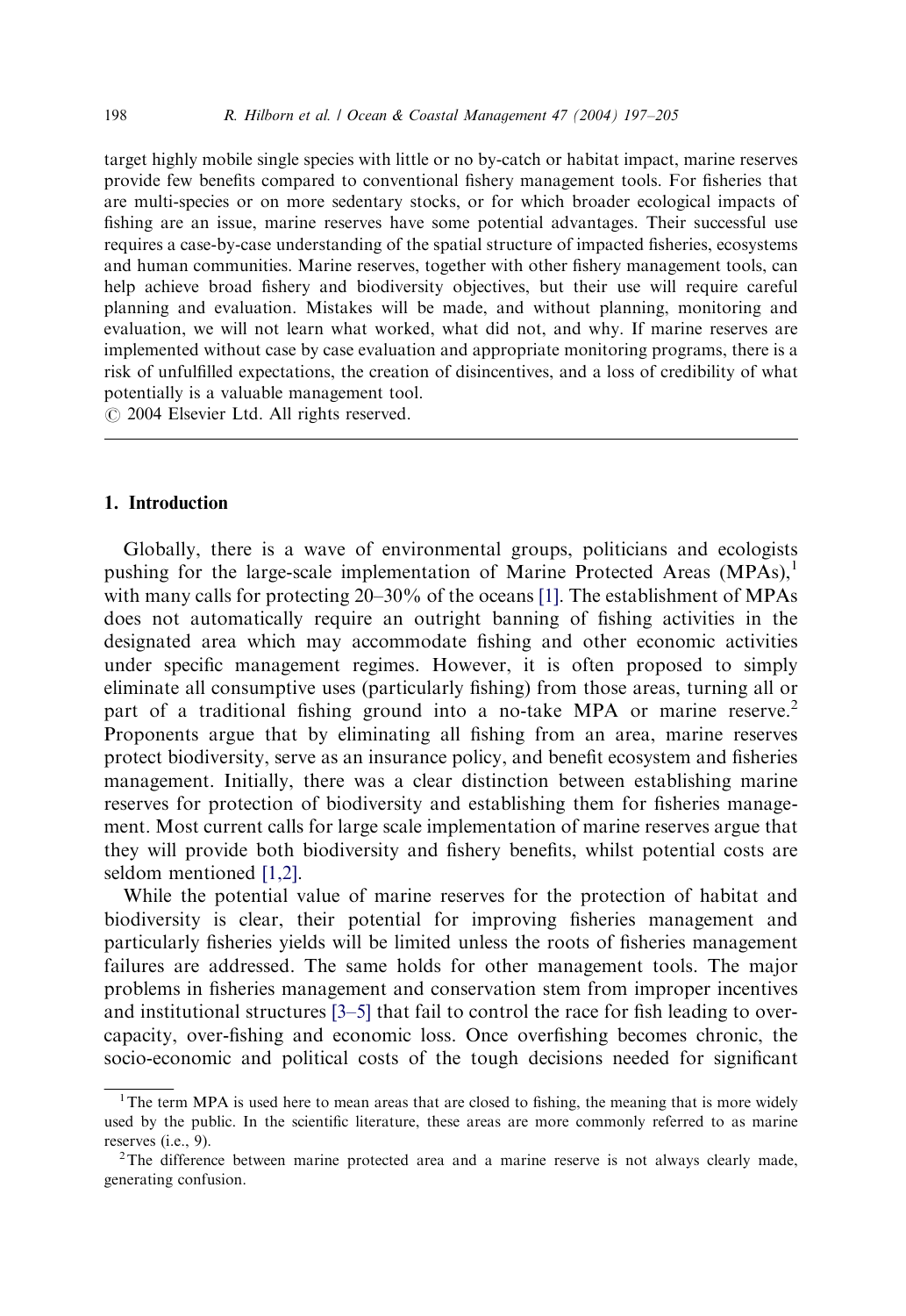target highly mobile single species with little or no by-catch or habitat impact, marine reserves provide few benefits compared to conventional fishery management tools. For fisheries that are multi-species or on more sedentary stocks, or for which broader ecological impacts of fishing are an issue, marine reserves have some potential advantages. Their successful use requires a case-by-case understanding of the spatial structure of impacted fisheries, ecosystems and human communities. Marine reserves, together with other fishery management tools, can help achieve broad fishery and biodiversity objectives, but their use will require careful planning and evaluation. Mistakes will be made, and without planning, monitoring and evaluation, we will not learn what worked, what did not, and why. If marine reserves are implemented without case by case evaluation and appropriate monitoring programs, there is a risk of unfulfilled expectations, the creation of disincentives, and a loss of credibility of what potentially is a valuable management tool.

© 2004 Elsevier Ltd. All rights reserved.

## 1. Introduction

Globally, there is a wave of environmental groups, politicians and ecologists pushing for the large-scale implementation of Marine Protected Areas (MPAs),[1] with many calls for protecting 20–30% of the oceans [1]. The establishment of MPAs does not automatically require an outright banning of fishing activities in the designated area which may accommodate fishing and other economic activities under specific management regimes. However, it is often proposed to simply eliminate all consumptive uses (particularly fishing) from those areas, turning all or part of a traditional fishing ground into a no-take MPA or marine reserve.[2] Proponents argue that by eliminating all fishing from an area, marine reserves protect biodiversity, serve as an insurance policy, and benefit ecosystem and fisheries management. Initially, there was a clear distinction between establishing marine reserves for protection of biodiversity and establishing them for fisheries management. Most current calls for large scale implementation of marine reserves argue that they will provide both biodiversity and fishery benefits, whilst potential costs are seldom mentioned [1,2].

While the potential value of marine reserves for the protection of habitat and biodiversity is clear, their potential for improving fisheries management and particularly fisheries yields will be limited unless the roots of fisheries management failures are addressed. The same holds for other management tools. The major problems in fisheries management and conservation stem from improper incentives and institutional structures [3–5] that fail to control the race for fish leading to over-capacity, over-fishing and economic loss. Once overfishing becomes chronic, the socio-economic and political costs of the tough decisions needed for significant

[1] The term MPA is used here to mean areas that are closed to fishing, the meaning that is more widely used by the public. In the scientific literature, these areas are more commonly referred to as marine reserves (i.e., 9).

[2] The difference between marine protected area and a marine reserve is not always clearly made, generating confusion.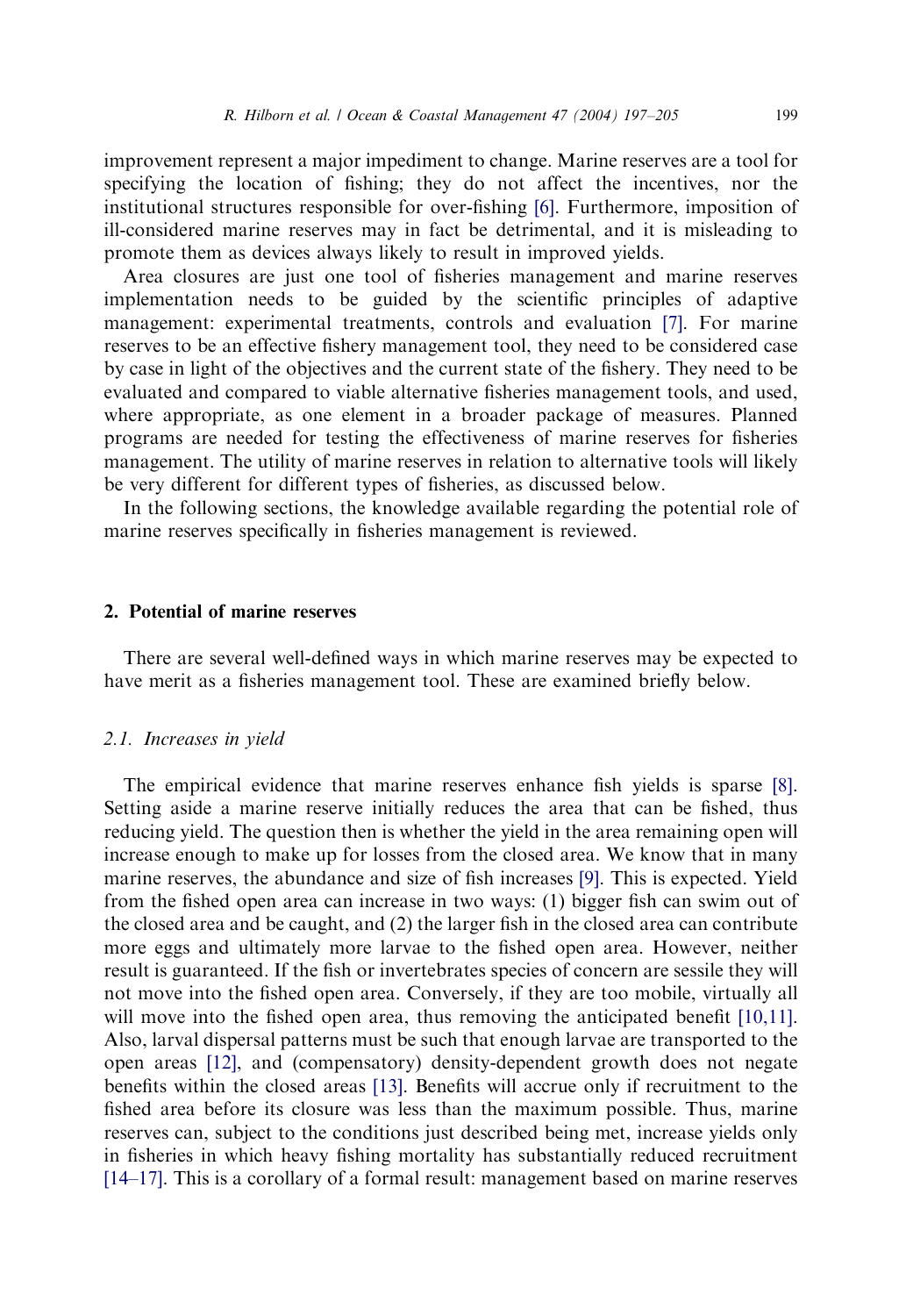improvement represent a major impediment to change. Marine reserves are a tool for specifying the location of fishing; they do not affect the incentives, nor the institutional structures responsible for over-fishing [6]. Furthermore, imposition of ill-considered marine reserves may in fact be detrimental, and it is misleading to promote them as devices always likely to result in improved yields.

Area closures are just one tool of fisheries management and marine reserves implementation needs to be guided by the scientific principles of adaptive management: experimental treatments, controls and evaluation [7]. For marine reserves to be an effective fishery management tool, they need to be considered case by case in light of the objectives and the current state of the fishery. They need to be evaluated and compared to viable alternative fisheries management tools, and used, where appropriate, as one element in a broader package of measures. Planned programs are needed for testing the effectiveness of marine reserves for fisheries management. The utility of marine reserves in relation to alternative tools will likely be very different for different types of fisheries, as discussed below.

In the following sections, the knowledge available regarding the potential role of marine reserves specifically in fisheries management is reviewed.

## 2. Potential of marine reserves

There are several well-defined ways in which marine reserves may be expected to have merit as a fisheries management tool. These are examined briefly below.

### 2.1. Increases in yield

The empirical evidence that marine reserves enhance fish yields is sparse [8]. Setting aside a marine reserve initially reduces the area that can be fished, thus reducing yield. The question then is whether the yield in the area remaining open will increase enough to make up for losses from the closed area. We know that in many marine reserves, the abundance and size of fish increases [9]. This is expected. Yield from the fished open area can increase in two ways: (1) bigger fish can swim out of the closed area and be caught, and (2) the larger fish in the closed area can contribute more eggs and ultimately more larvae to the fished open area. However, neither result is guaranteed. If the fish or invertebrates species of concern are sessile they will not move into the fished open area. Conversely, if they are too mobile, virtually all will move into the fished open area, thus removing the anticipated benefit [10,11]. Also, larval dispersal patterns must be such that enough larvae are transported to the open areas [12], and (compensatory) density-dependent growth does not negate benefits within the closed areas [13]. Benefits will accrue only if recruitment to the fished area before its closure was less than the maximum possible. Thus, marine reserves can, subject to the conditions just described being met, increase yields only in fisheries in which heavy fishing mortality has substantially reduced recruitment [14–17]. This is a corollary of a formal result: management based on marine reserves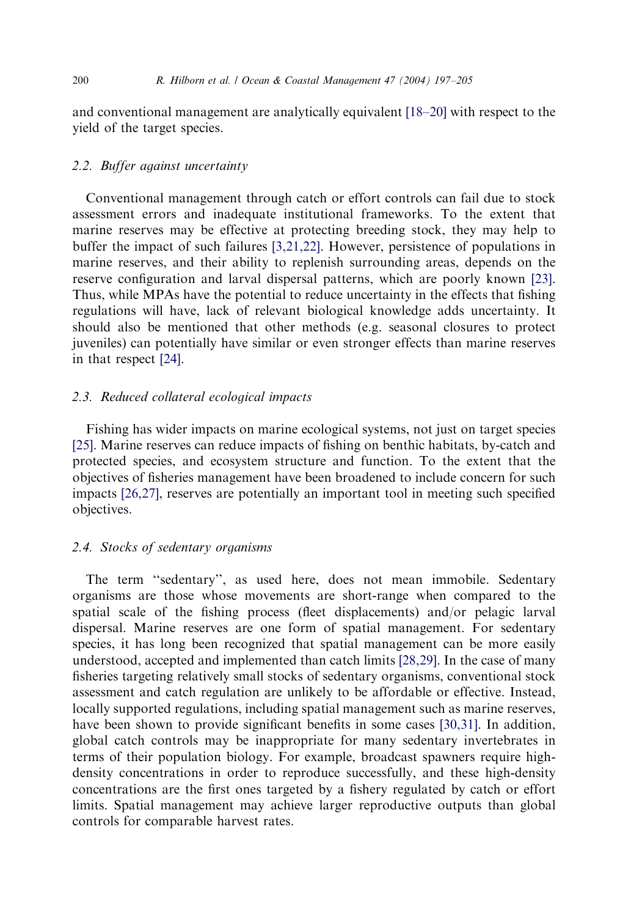and conventional management are analytically equivalent [18–20] with respect to the yield of the target species.

### 2.2. Buffer against uncertainty

Conventional management through catch or effort controls can fail due to stock assessment errors and inadequate institutional frameworks. To the extent that marine reserves may be effective at protecting breeding stock, they may help to buffer the impact of such failures [3,21,22]. However, persistence of populations in marine reserves, and their ability to replenish surrounding areas, depends on the reserve configuration and larval dispersal patterns, which are poorly known [23]. Thus, while MPAs have the potential to reduce uncertainty in the effects that fishing regulations will have, lack of relevant biological knowledge adds uncertainty. It should also be mentioned that other methods (e.g. seasonal closures to protect juveniles) can potentially have similar or even stronger effects than marine reserves in that respect [24].

### 2.3. Reduced collateral ecological impacts

Fishing has wider impacts on marine ecological systems, not just on target species [25]. Marine reserves can reduce impacts of fishing on benthic habitats, by-catch and protected species, and ecosystem structure and function. To the extent that the objectives of fisheries management have been broadened to include concern for such impacts [26,27], reserves are potentially an important tool in meeting such specified objectives.

### 2.4. Stocks of sedentary organisms

The term "sedentary", as used here, does not mean immobile. Sedentary organisms are those whose movements are short-range when compared to the spatial scale of the fishing process (fleet displacements) and/or pelagic larval dispersal. Marine reserves are one form of spatial management. For sedentary species, it has long been recognized that spatial management can be more easily understood, accepted and implemented than catch limits [28,29]. In the case of many fisheries targeting relatively small stocks of sedentary organisms, conventional stock assessment and catch regulation are unlikely to be affordable or effective. Instead, locally supported regulations, including spatial management such as marine reserves, have been shown to provide significant benefits in some cases [30,31]. In addition, global catch controls may be inappropriate for many sedentary invertebrates in terms of their population biology. For example, broadcast spawners require high-density concentrations in order to reproduce successfully, and these high-density concentrations are the first ones targeted by a fishery regulated by catch or effort limits. Spatial management may achieve larger reproductive outputs than global controls for comparable harvest rates.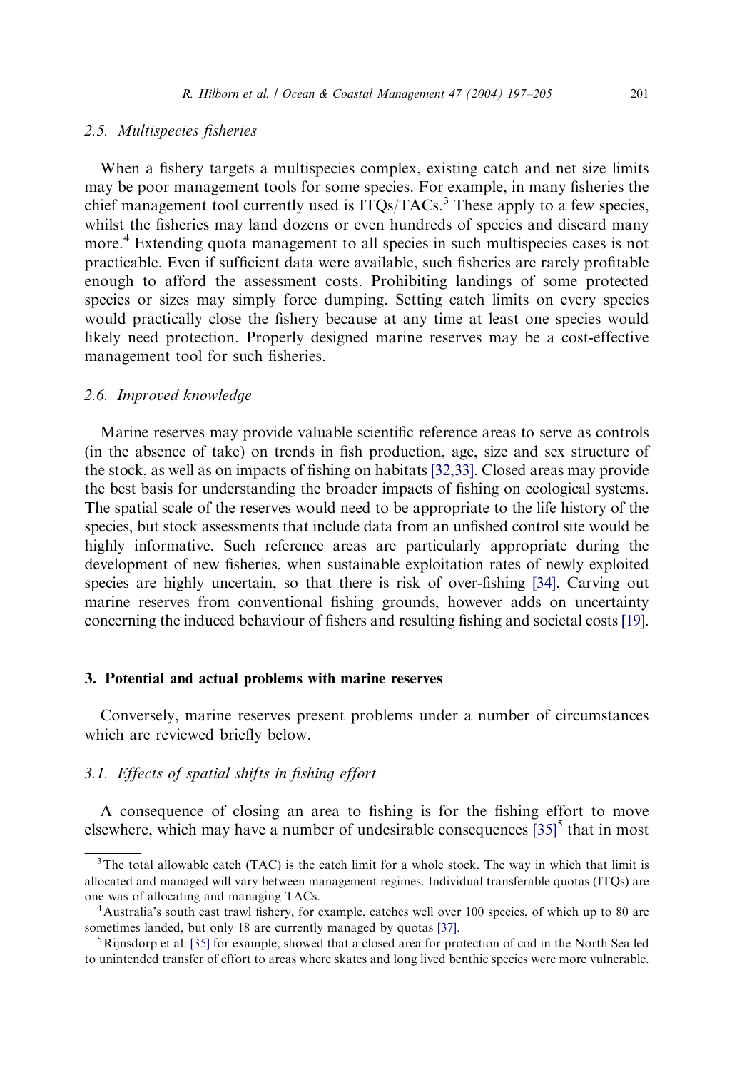### 2.5. *Multispecies fisheries*

When a fishery targets a multispecies complex, existing catch and net size limits may be poor management tools for some species. For example, in many fisheries the chief management tool currently used is ITQs/TACs.[3] These apply to a few species, whilst the fisheries may land dozens or even hundreds of species and discard many more.[4] Extending quota management to all species in such multispecies cases is not practicable. Even if sufficient data were available, such fisheries are rarely profitable enough to afford the assessment costs. Prohibiting landings of some protected species or sizes may simply force dumping. Setting catch limits on every species would practically close the fishery because at any time at least one species would likely need protection. Properly designed marine reserves may be a cost-effective management tool for such fisheries.

### 2.6. *Improved knowledge*

Marine reserves may provide valuable scientific reference areas to serve as controls (in the absence of take) on trends in fish production, age, size and sex structure of the stock, as well as on impacts of fishing on habitats [32,33]. Closed areas may provide the best basis for understanding the broader impacts of fishing on ecological systems. The spatial scale of the reserves would need to be appropriate to the life history of the species, but stock assessments that include data from an unfished control site would be highly informative. Such reference areas are particularly appropriate during the development of new fisheries, when sustainable exploitation rates of newly exploited species are highly uncertain, so that there is risk of over-fishing [34]. Carving out marine reserves from conventional fishing grounds, however adds on uncertainty concerning the induced behaviour of fishers and resulting fishing and societal costs [19].

## 3. Potential and actual problems with marine reserves

Conversely, marine reserves present problems under a number of circumstances which are reviewed briefly below.

### 3.1. *Effects of spatial shifts in fishing effort*

A consequence of closing an area to fishing is for the fishing effort to move elsewhere, which may have a number of undesirable consequences [35][5] that in most

---

[3] The total allowable catch (TAC) is the catch limit for a whole stock. The way in which that limit is allocated and managed will vary between management regimes. Individual transferable quotas (ITQs) are one was of allocating and managing TACs.

[4] Australia's south east trawl fishery, for example, catches well over 100 species, of which up to 80 are sometimes landed, but only 18 are currently managed by quotas [37].

[5] Rijnsdorp et al. [35] for example, showed that a closed area for protection of cod in the North Sea led to unintended transfer of effort to areas where skates and long lived benthic species were more vulnerable.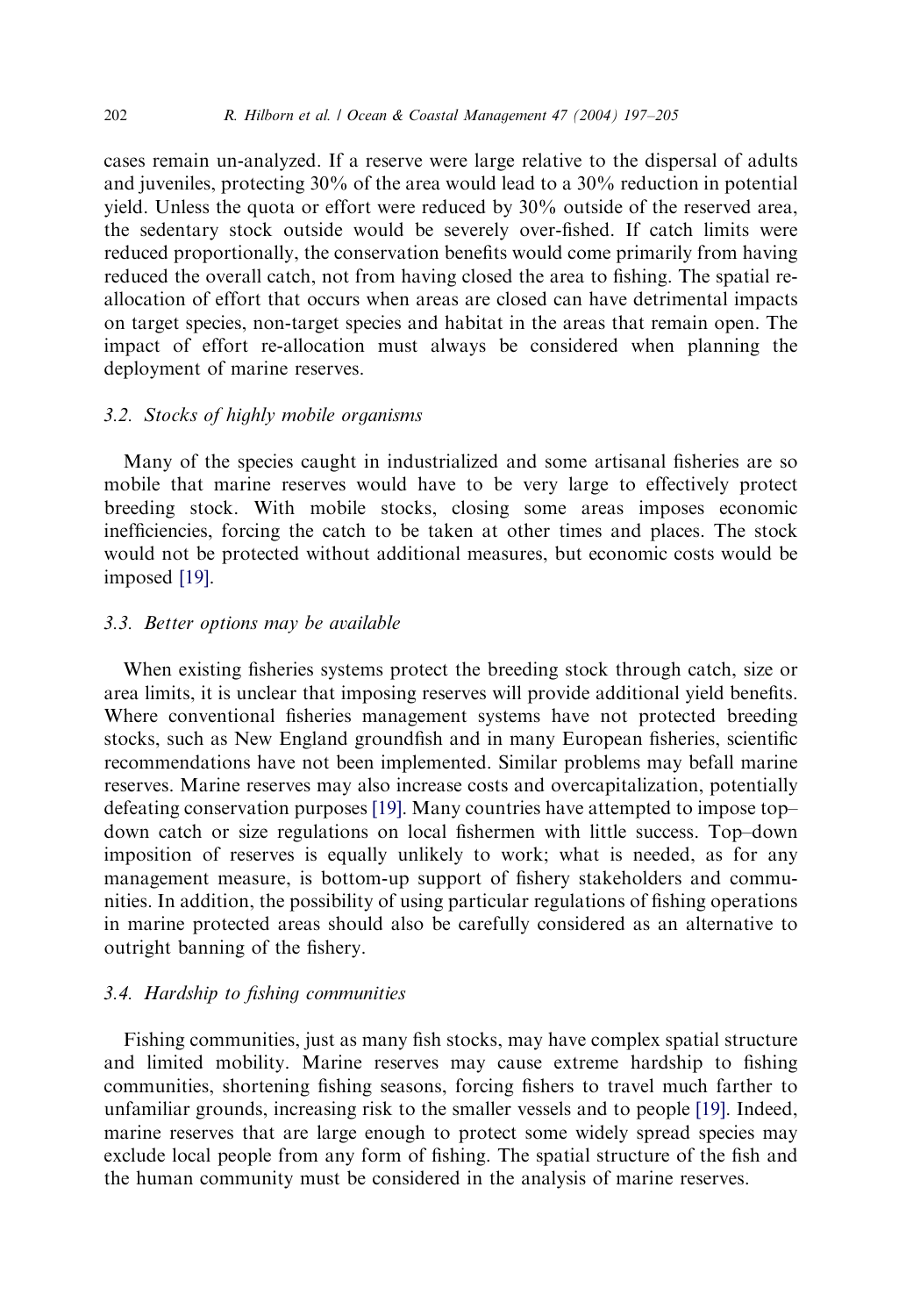cases remain un-analyzed. If a reserve were large relative to the dispersal of adults and juveniles, protecting 30% of the area would lead to a 30% reduction in potential yield. Unless the quota or effort were reduced by 30% outside of the reserved area, the sedentary stock outside would be severely over-fished. If catch limits were reduced proportionally, the conservation benefits would come primarily from having reduced the overall catch, not from having closed the area to fishing. The spatial re-allocation of effort that occurs when areas are closed can have detrimental impacts on target species, non-target species and habitat in the areas that remain open. The impact of effort re-allocation must always be considered when planning the deployment of marine reserves.

### 3.2. Stocks of highly mobile organisms

Many of the species caught in industrialized and some artisanal fisheries are so mobile that marine reserves would have to be very large to effectively protect breeding stock. With mobile stocks, closing some areas imposes economic inefficiencies, forcing the catch to be taken at other times and places. The stock would not be protected without additional measures, but economic costs would be imposed [19].

### 3.3. Better options may be available

When existing fisheries systems protect the breeding stock through catch, size or area limits, it is unclear that imposing reserves will provide additional yield benefits. Where conventional fisheries management systems have not protected breeding stocks, such as New England groundfish and in many European fisheries, scientific recommendations have not been implemented. Similar problems may befall marine reserves. Marine reserves may also increase costs and overcapitalization, potentially defeating conservation purposes [19]. Many countries have attempted to impose top–down catch or size regulations on local fishermen with little success. Top–down imposition of reserves is equally unlikely to work; what is needed, as for any management measure, is bottom-up support of fishery stakeholders and communities. In addition, the possibility of using particular regulations of fishing operations in marine protected areas should also be carefully considered as an alternative to outright banning of the fishery.

### 3.4. Hardship to fishing communities

Fishing communities, just as many fish stocks, may have complex spatial structure and limited mobility. Marine reserves may cause extreme hardship to fishing communities, shortening fishing seasons, forcing fishers to travel much farther to unfamiliar grounds, increasing risk to the smaller vessels and to people [19]. Indeed, marine reserves that are large enough to protect some widely spread species may exclude local people from any form of fishing. The spatial structure of the fish and the human community must be considered in the analysis of marine reserves.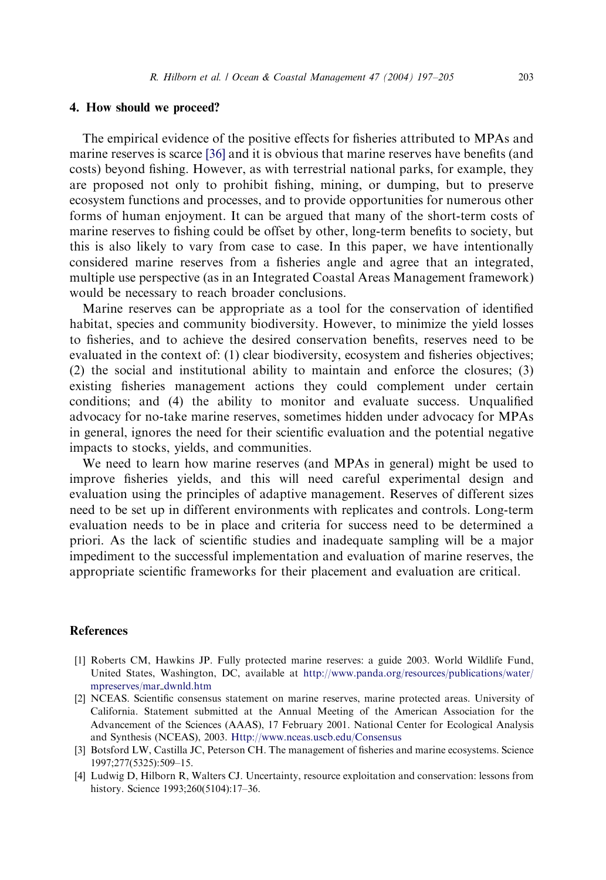## 4. How should we proceed?

The empirical evidence of the positive effects for fisheries attributed to MPAs and marine reserves is scarce [36] and it is obvious that marine reserves have benefits (and costs) beyond fishing. However, as with terrestrial national parks, for example, they are proposed not only to prohibit fishing, mining, or dumping, but to preserve ecosystem functions and processes, and to provide opportunities for numerous other forms of human enjoyment. It can be argued that many of the short-term costs of marine reserves to fishing could be offset by other, long-term benefits to society, but this is also likely to vary from case to case. In this paper, we have intentionally considered marine reserves from a fisheries angle and agree that an integrated, multiple use perspective (as in an Integrated Coastal Areas Management framework) would be necessary to reach broader conclusions.

Marine reserves can be appropriate as a tool for the conservation of identified habitat, species and community biodiversity. However, to minimize the yield losses to fisheries, and to achieve the desired conservation benefits, reserves need to be evaluated in the context of: (1) clear biodiversity, ecosystem and fisheries objectives; (2) the social and institutional ability to maintain and enforce the closures; (3) existing fisheries management actions they could complement under certain conditions; and (4) the ability to monitor and evaluate success. Unqualified advocacy for no-take marine reserves, sometimes hidden under advocacy for MPAs in general, ignores the need for their scientific evaluation and the potential negative impacts to stocks, yields, and communities.

We need to learn how marine reserves (and MPAs in general) might be used to improve fisheries yields, and this will need careful experimental design and evaluation using the principles of adaptive management. Reserves of different sizes need to be set up in different environments with replicates and controls. Long-term evaluation needs to be in place and criteria for success need to be determined a priori. As the lack of scientific studies and inadequate sampling will be a major impediment to the successful implementation and evaluation of marine reserves, the appropriate scientific frameworks for their placement and evaluation are critical.

## References

[1] Roberts CM, Hawkins JP. Fully protected marine reserves: a guide 2003. World Wildlife Fund, United States, Washington, DC, available at http://www.panda.org/resources/publications/water/mpreserves/mar_dwnld.htm

[2] NCEAS. Scientific consensus statement on marine reserves, marine protected areas. University of California. Statement submitted at the Annual Meeting of the American Association for the Advancement of the Sciences (AAAS), 17 February 2001. National Center for Ecological Analysis and Synthesis (NCEAS), 2003. Http://www.nceas.uscb.edu/Consensus

[3] Botsford LW, Castilla JC, Peterson CH. The management of fisheries and marine ecosystems. Science 1997;277(5325):509–15.

[4] Ludwig D, Hilborn R, Walters CJ. Uncertainty, resource exploitation and conservation: lessons from history. Science 1993;260(5104):17–36.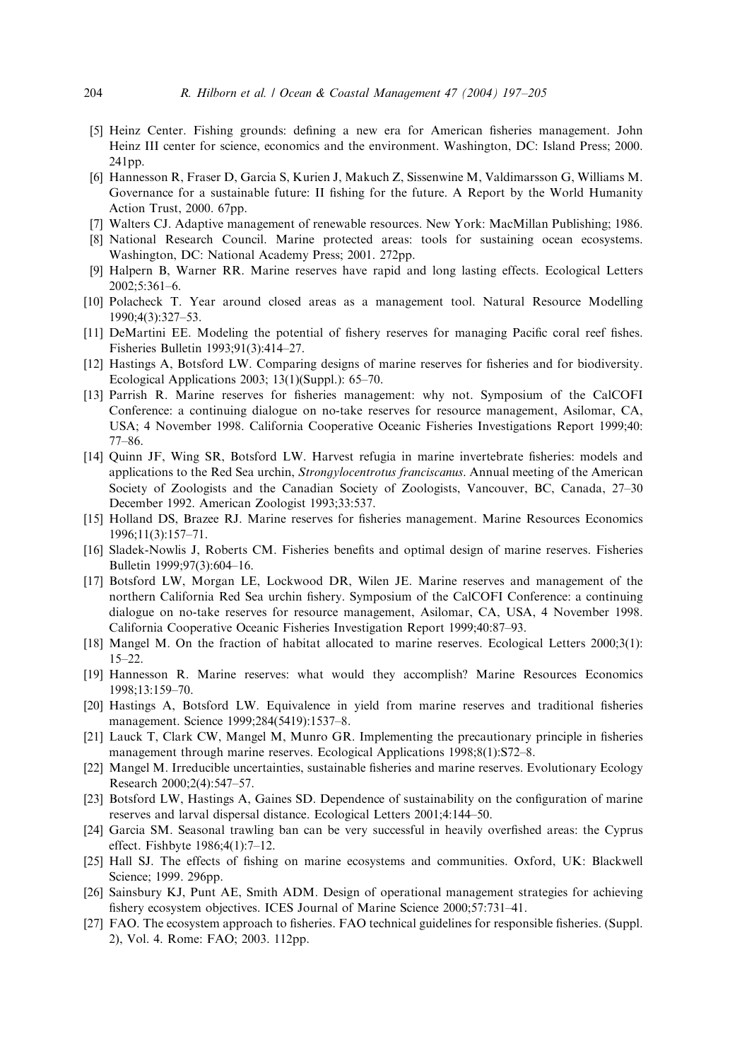[5] Heinz Center. Fishing grounds: defining a new era for American fisheries management. John Heinz III center for science, economics and the environment. Washington, DC: Island Press; 2000. 241pp.

[6] Hannesson R, Fraser D, Garcia S, Kurien J, Makuch Z, Sissenwine M, Valdimarsson G, Williams M. Governance for a sustainable future: II fishing for the future. A Report by the World Humanity Action Trust, 2000. 67pp.

[7] Walters CJ. Adaptive management of renewable resources. New York: MacMillan Publishing; 1986.

[8] National Research Council. Marine protected areas: tools for sustaining ocean ecosystems. Washington, DC: National Academy Press; 2001. 272pp.

[9] Halpern B, Warner RR. Marine reserves have rapid and long lasting effects. Ecological Letters 2002;5:361–6.

[10] Polacheck T. Year around closed areas as a management tool. Natural Resource Modelling 1990;4(3):327–53.

[11] DeMartini EE. Modeling the potential of fishery reserves for managing Pacific coral reef fishes. Fisheries Bulletin 1993;91(3):414–27.

[12] Hastings A, Botsford LW. Comparing designs of marine reserves for fisheries and for biodiversity. Ecological Applications 2003; 13(1)(Suppl.): 65–70.

[13] Parrish R. Marine reserves for fisheries management: why not. Symposium of the CalCOFI Conference: a continuing dialogue on no-take reserves for resource management, Asilomar, CA, USA; 4 November 1998. California Cooperative Oceanic Fisheries Investigations Report 1999;40: 77–86.

[14] Quinn JF, Wing SR, Botsford LW. Harvest refugia in marine invertebrate fisheries: models and applications to the Red Sea urchin, *Strongylocentrotus franciscanus*. Annual meeting of the American Society of Zoologists and the Canadian Society of Zoologists, Vancouver, BC, Canada, 27–30 December 1992. American Zoologist 1993;33:537.

[15] Holland DS, Brazee RJ. Marine reserves for fisheries management. Marine Resources Economics 1996;11(3):157–71.

[16] Sladek-Nowlis J, Roberts CM. Fisheries benefits and optimal design of marine reserves. Fisheries Bulletin 1999;97(3):604–16.

[17] Botsford LW, Morgan LE, Lockwood DR, Wilen JE. Marine reserves and management of the northern California Red Sea urchin fishery. Symposium of the CalCOFI Conference: a continuing dialogue on no-take reserves for resource management, Asilomar, CA, USA, 4 November 1998. California Cooperative Oceanic Fisheries Investigation Report 1999;40:87–93.

[18] Mangel M. On the fraction of habitat allocated to marine reserves. Ecological Letters 2000;3(1): 15–22.

[19] Hannesson R. Marine reserves: what would they accomplish? Marine Resources Economics 1998;13:159–70.

[20] Hastings A, Botsford LW. Equivalence in yield from marine reserves and traditional fisheries management. Science 1999;284(5419):1537–8.

[21] Lauck T, Clark CW, Mangel M, Munro GR. Implementing the precautionary principle in fisheries management through marine reserves. Ecological Applications 1998;8(1):S72–8.

[22] Mangel M. Irreducible uncertainties, sustainable fisheries and marine reserves. Evolutionary Ecology Research 2000;2(4):547–57.

[23] Botsford LW, Hastings A, Gaines SD. Dependence of sustainability on the configuration of marine reserves and larval dispersal distance. Ecological Letters 2001;4:144–50.

[24] Garcia SM. Seasonal trawling ban can be very successful in heavily overfished areas: the Cyprus effect. Fishbyte 1986;4(1):7–12.

[25] Hall SJ. The effects of fishing on marine ecosystems and communities. Oxford, UK: Blackwell Science; 1999. 296pp.

[26] Sainsbury KJ, Punt AE, Smith ADM. Design of operational management strategies for achieving fishery ecosystem objectives. ICES Journal of Marine Science 2000;57:731–41.

[27] FAO. The ecosystem approach to fisheries. FAO technical guidelines for responsible fisheries. (Suppl. 2), Vol. 4. Rome: FAO; 2003. 112pp.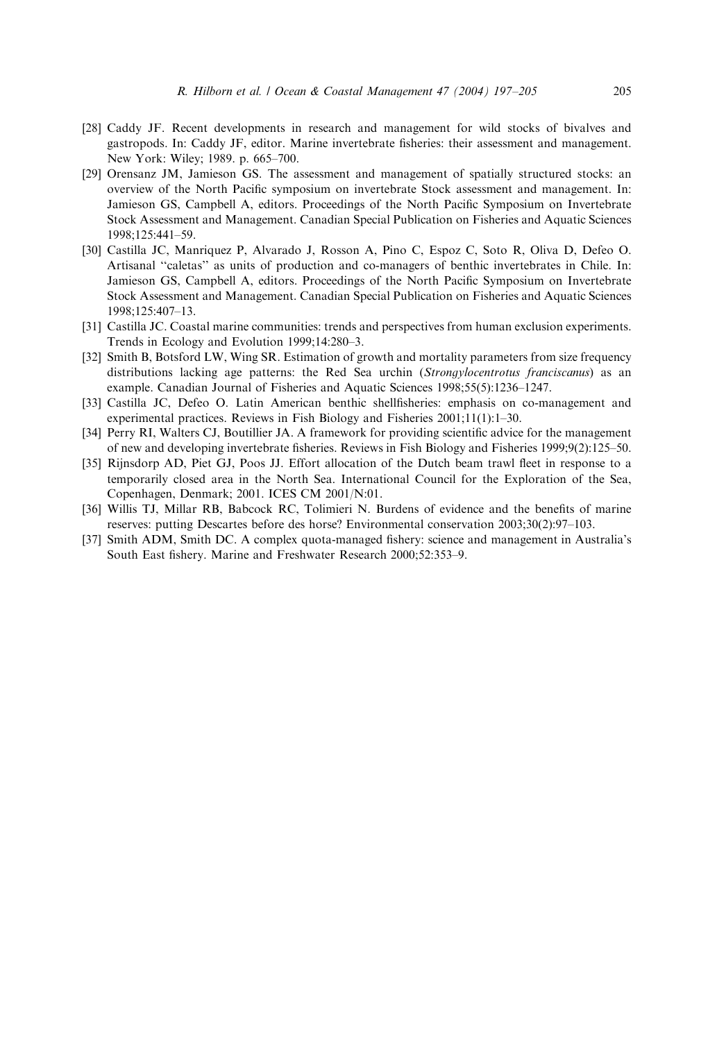[28] Caddy JF. Recent developments in research and management for wild stocks of bivalves and gastropods. In: Caddy JF, editor. Marine invertebrate fisheries: their assessment and management. New York: Wiley; 1989. p. 665–700.

[29] Orensanz JM, Jamieson GS. The assessment and management of spatially structured stocks: an overview of the North Pacific symposium on invertebrate Stock assessment and management. In: Jamieson GS, Campbell A, editors. Proceedings of the North Pacific Symposium on Invertebrate Stock Assessment and Management. Canadian Special Publication on Fisheries and Aquatic Sciences 1998;125:441–59.

[30] Castilla JC, Manriquez P, Alvarado J, Rosson A, Pino C, Espoz C, Soto R, Oliva D, Defeo O. Artisanal "caletas" as units of production and co-managers of benthic invertebrates in Chile. In: Jamieson GS, Campbell A, editors. Proceedings of the North Pacific Symposium on Invertebrate Stock Assessment and Management. Canadian Special Publication on Fisheries and Aquatic Sciences 1998;125:407–13.

[31] Castilla JC. Coastal marine communities: trends and perspectives from human exclusion experiments. Trends in Ecology and Evolution 1999;14:280–3.

[32] Smith B, Botsford LW, Wing SR. Estimation of growth and mortality parameters from size frequency distributions lacking age patterns: the Red Sea urchin (*Strongylocentrotus franciscanus*) as an example. Canadian Journal of Fisheries and Aquatic Sciences 1998;55(5):1236–1247.

[33] Castilla JC, Defeo O. Latin American benthic shellfisheries: emphasis on co-management and experimental practices. Reviews in Fish Biology and Fisheries 2001;11(1):1–30.

[34] Perry RI, Walters CJ, Boutillier JA. A framework for providing scientific advice for the management of new and developing invertebrate fisheries. Reviews in Fish Biology and Fisheries 1999;9(2):125–50.

[35] Rijnsdorp AD, Piet GJ, Poos JJ. Effort allocation of the Dutch beam trawl fleet in response to a temporarily closed area in the North Sea. International Council for the Exploration of the Sea, Copenhagen, Denmark; 2001. ICES CM 2001/N:01.

[36] Willis TJ, Millar RB, Babcock RC, Tolimieri N. Burdens of evidence and the benefits of marine reserves: putting Descartes before des horse? Environmental conservation 2003;30(2):97–103.

[37] Smith ADM, Smith DC. A complex quota-managed fishery: science and management in Australia's South East fishery. Marine and Freshwater Research 2000;52:353–9.